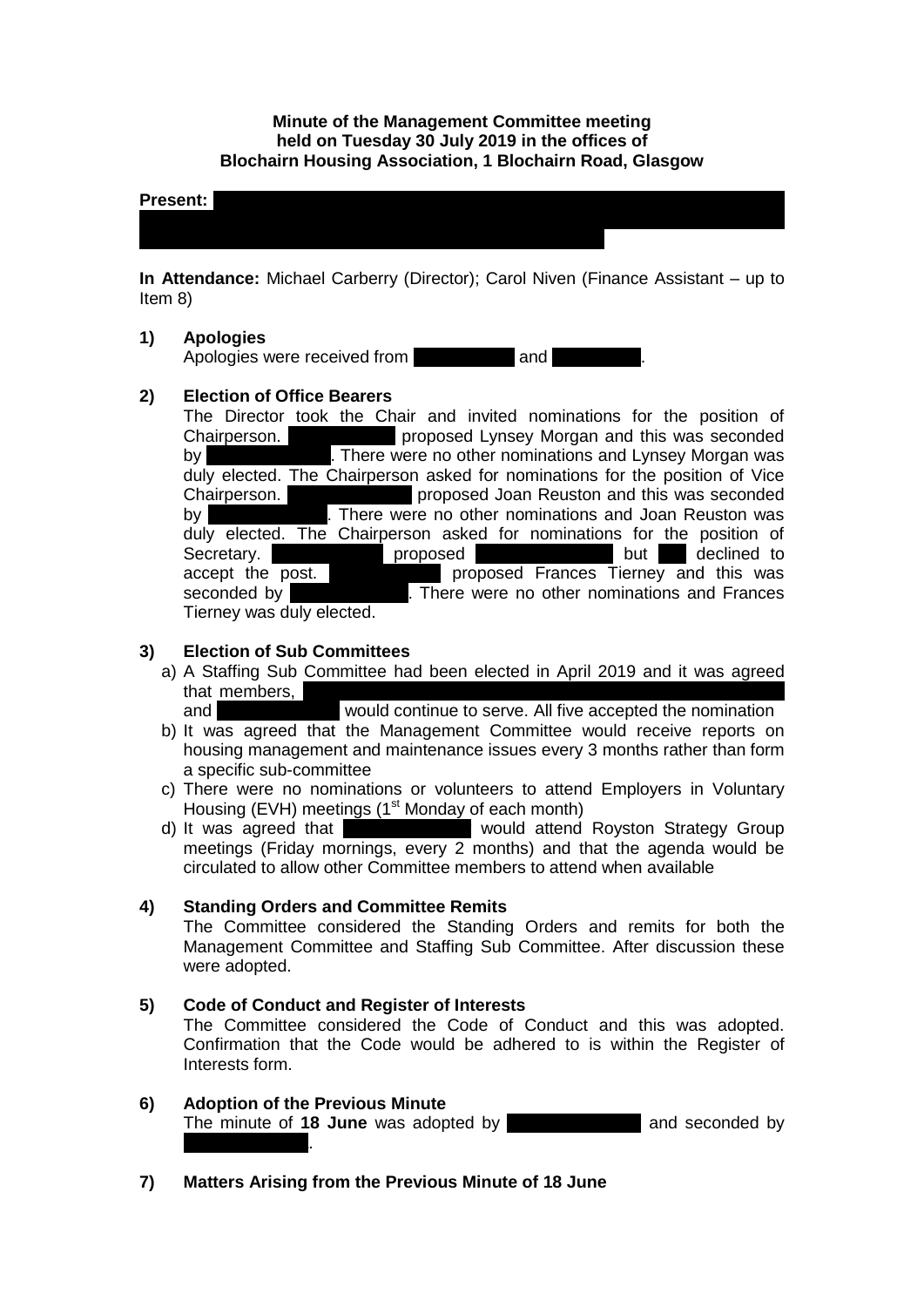**Minute of the Management Committee meeting held on Tuesday 30 July 2019 in the offices of Blochairn Housing Association, 1 Blochairn Road, Glasgow**

**Present:**

**In Attendance:** Michael Carberry (Director); Carol Niven (Finance Assistant – up to Item 8)

**1) Apologies**

Apologies were received from and .

**2) Election of Office Bearers**

The Director took the Chair and invited nominations for the position of Chairperson. proposed Lynsey Morgan and this was seconded by . There were no other nominations and Lynsey Morgan was duly elected. The Chairperson asked for nominations for the position of Vice Chairperson. proposed Joan Reuston and this was seconded by . There were no other nominations and Joan Reuston was duly elected. The Chairperson asked for nominations for the position of Secretary. proposed but declined to accept the post. proposed Frances Tierney and this was seconded by . There were no other nominations and Frances Tierney was duly elected.

**3) Election of Sub Committees**

a) A Staffing Sub Committee had been elected in April 2019 and it was agreed that members, and would continue to serve. All five accepted the nomination

b) It was agreed that the Management Committee would receive reports on housing management and maintenance issues every 3 months rather than form a specific sub-committee

c) There were no nominations or volunteers to attend Employers in Voluntary Housing (EVH) meetings (1st Monday of each month)

d) It was agreed that would attend Royston Strategy Group meetings (Friday mornings, every 2 months) and that the agenda would be circulated to allow other Committee members to attend when available

**4) Standing Orders and Committee Remits**

The Committee considered the Standing Orders and remits for both the Management Committee and Staffing Sub Committee. After discussion these were adopted.

**5) Code of Conduct and Register of Interests**

The Committee considered the Code of Conduct and this was adopted. Confirmation that the Code would be adhered to is within the Register of Interests form.

**6) Adoption of the Previous Minute**

The minute of **18 June** was adopted by and seconded by .

**7) Matters Arising from the Previous Minute of 18 June**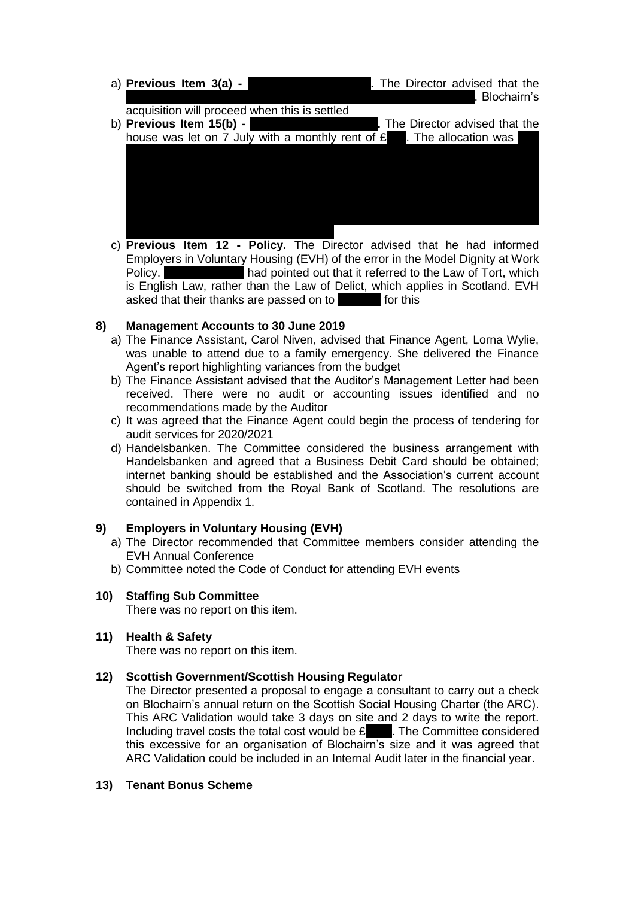a) **Previous Item 3(a) - .** The Director advised that the . Blochairn's acquisition will proceed when this is settled

b) **Previous Item 15(b) - .** The Director advised that the house was let on 7 July with a monthly rent of £. The allocation was

c) **Previous Item 12 - Policy.** The Director advised that he had informed Employers in Voluntary Housing (EVH) of the error in the Model Dignity at Work Policy. had pointed out that it referred to the Law of Tort, which is English Law, rather than the Law of Delict, which applies in Scotland. EVH asked that their thanks are passed on to for this

**8) Management Accounts to 30 June 2019**

a) The Finance Assistant, Carol Niven, advised that Finance Agent, Lorna Wylie, was unable to attend due to a family emergency. She delivered the Finance Agent's report highlighting variances from the budget

b) The Finance Assistant advised that the Auditor's Management Letter had been received. There were no audit or accounting issues identified and no recommendations made by the Auditor

c) It was agreed that the Finance Agent could begin the process of tendering for audit services for 2020/2021

d) Handelsbanken. The Committee considered the business arrangement with Handelsbanken and agreed that a Business Debit Card should be obtained; internet banking should be established and the Association's current account should be switched from the Royal Bank of Scotland. The resolutions are contained in Appendix 1.

**9) Employers in Voluntary Housing (EVH)**

a) The Director recommended that Committee members consider attending the EVH Annual Conference

b) Committee noted the Code of Conduct for attending EVH events

**10) Staffing Sub Committee**

There was no report on this item.

**11) Health & Safety**

There was no report on this item.

**12) Scottish Government/Scottish Housing Regulator**

The Director presented a proposal to engage a consultant to carry out a check on Blochairn's annual return on the Scottish Social Housing Charter (the ARC). This ARC Validation would take 3 days on site and 2 days to write the report. Including travel costs the total cost would be £. The Committee considered this excessive for an organisation of Blochairn's size and it was agreed that ARC Validation could be included in an Internal Audit later in the financial year.

**13) Tenant Bonus Scheme**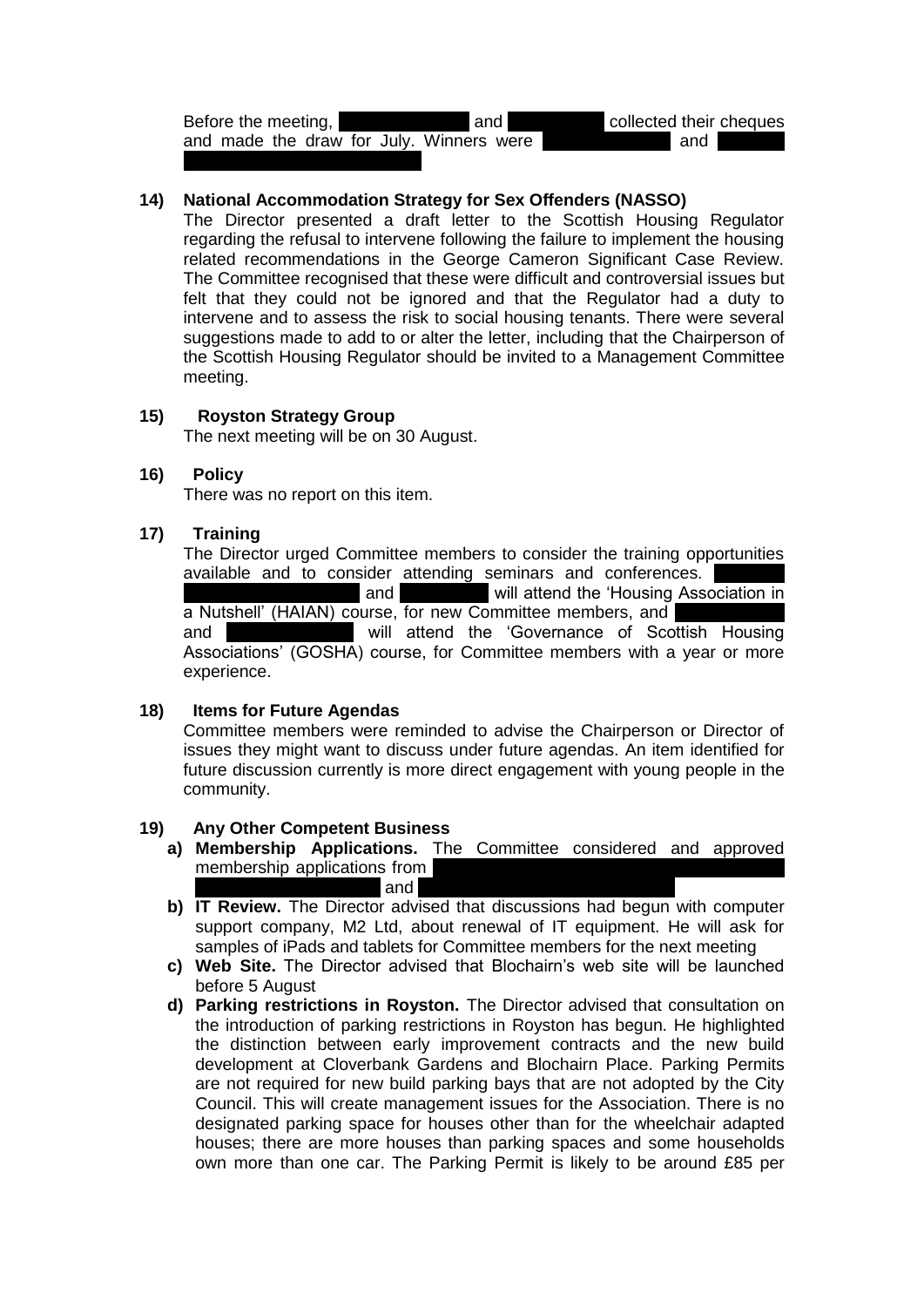Before the meeting, and collected their cheques and made the draw for July. Winners were and

**14) National Accommodation Strategy for Sex Offenders (NASSO)**

The Director presented a draft letter to the Scottish Housing Regulator regarding the refusal to intervene following the failure to implement the housing related recommendations in the George Cameron Significant Case Review. The Committee recognised that these were difficult and controversial issues but felt that they could not be ignored and that the Regulator had a duty to intervene and to assess the risk to social housing tenants. There were several suggestions made to add to or alter the letter, including that the Chairperson of the Scottish Housing Regulator should be invited to a Management Committee meeting.

**15) Royston Strategy Group**

The next meeting will be on 30 August.

**16) Policy**

There was no report on this item.

**17) Training**

The Director urged Committee members to consider the training opportunities available and to consider attending seminars and conferences. and will attend the 'Housing Association in a Nutshell' (HAIAN) course, for new Committee members, and and will attend the 'Governance of Scottish Housing Associations' (GOSHA) course, for Committee members with a year or more experience.

**18) Items for Future Agendas**

Committee members were reminded to advise the Chairperson or Director of issues they might want to discuss under future agendas. An item identified for future discussion currently is more direct engagement with young people in the community.

**19) Any Other Competent Business**

- **a) Membership Applications.** The Committee considered and approved membership applications from and
- **b) IT Review.** The Director advised that discussions had begun with computer support company, M2 Ltd, about renewal of IT equipment. He will ask for samples of iPads and tablets for Committee members for the next meeting
- **c) Web Site.** The Director advised that Blochairn's web site will be launched before 5 August
- **d) Parking restrictions in Royston.** The Director advised that consultation on the introduction of parking restrictions in Royston has begun. He highlighted the distinction between early improvement contracts and the new build development at Cloverbank Gardens and Blochairn Place. Parking Permits are not required for new build parking bays that are not adopted by the City Council. This will create management issues for the Association. There is no designated parking space for houses other than for the wheelchair adapted houses; there are more houses than parking spaces and some households own more than one car. The Parking Permit is likely to be around £85 per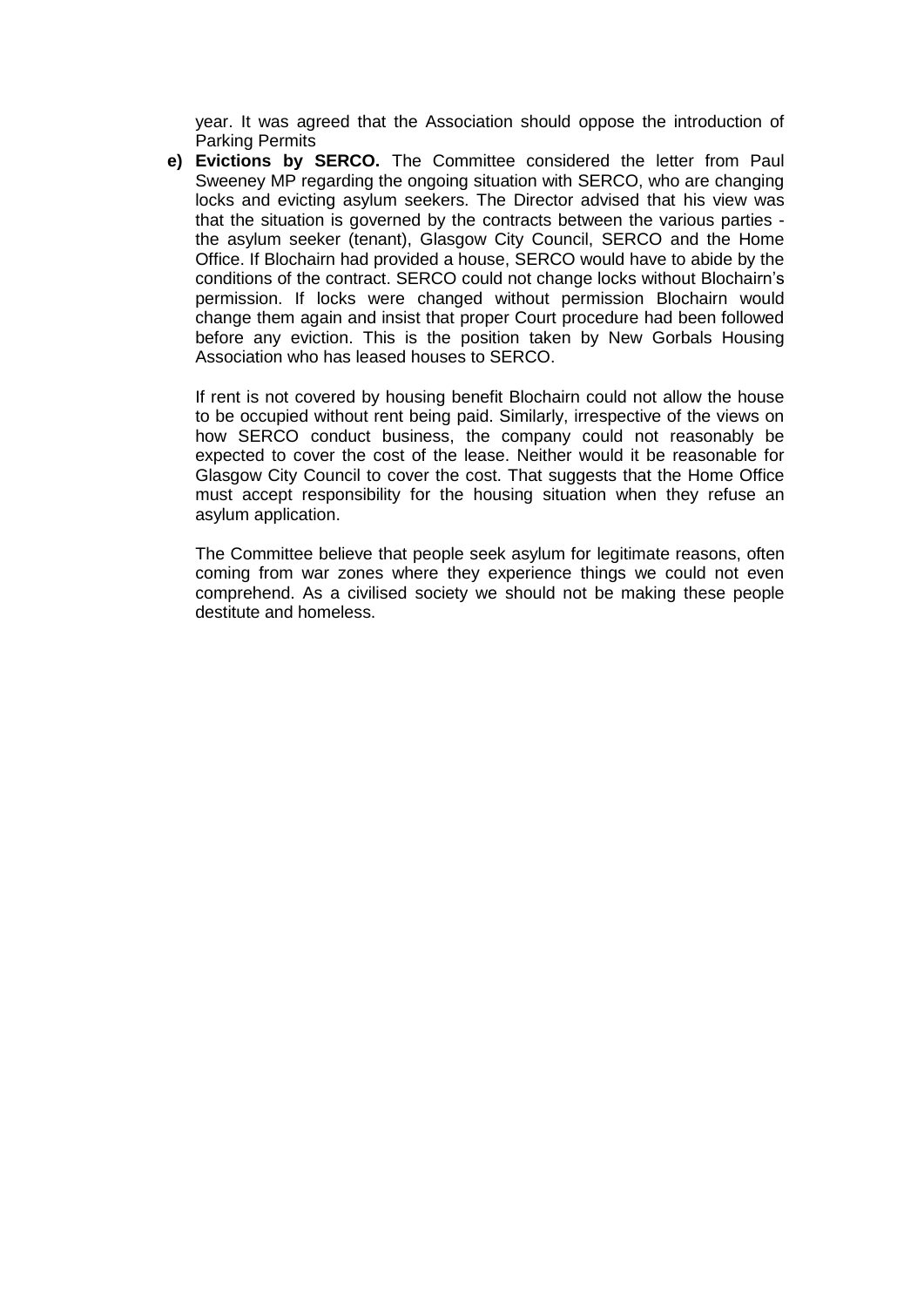year. It was agreed that the Association should oppose the introduction of Parking Permits

e) **Evictions by SERCO.** The Committee considered the letter from Paul Sweeney MP regarding the ongoing situation with SERCO, who are changing locks and evicting asylum seekers. The Director advised that his view was that the situation is governed by the contracts between the various parties - the asylum seeker (tenant), Glasgow City Council, SERCO and the Home Office. If Blochairn had provided a house, SERCO would have to abide by the conditions of the contract. SERCO could not change locks without Blochairn's permission. If locks were changed without permission Blochairn would change them again and insist that proper Court procedure had been followed before any eviction. This is the position taken by New Gorbals Housing Association who has leased houses to SERCO.

   If rent is not covered by housing benefit Blochairn could not allow the house to be occupied without rent being paid. Similarly, irrespective of the views on how SERCO conduct business, the company could not reasonably be expected to cover the cost of the lease. Neither would it be reasonable for Glasgow City Council to cover the cost. That suggests that the Home Office must accept responsibility for the housing situation when they refuse an asylum application.

   The Committee believe that people seek asylum for legitimate reasons, often coming from war zones where they experience things we could not even comprehend. As a civilised society we should not be making these people destitute and homeless.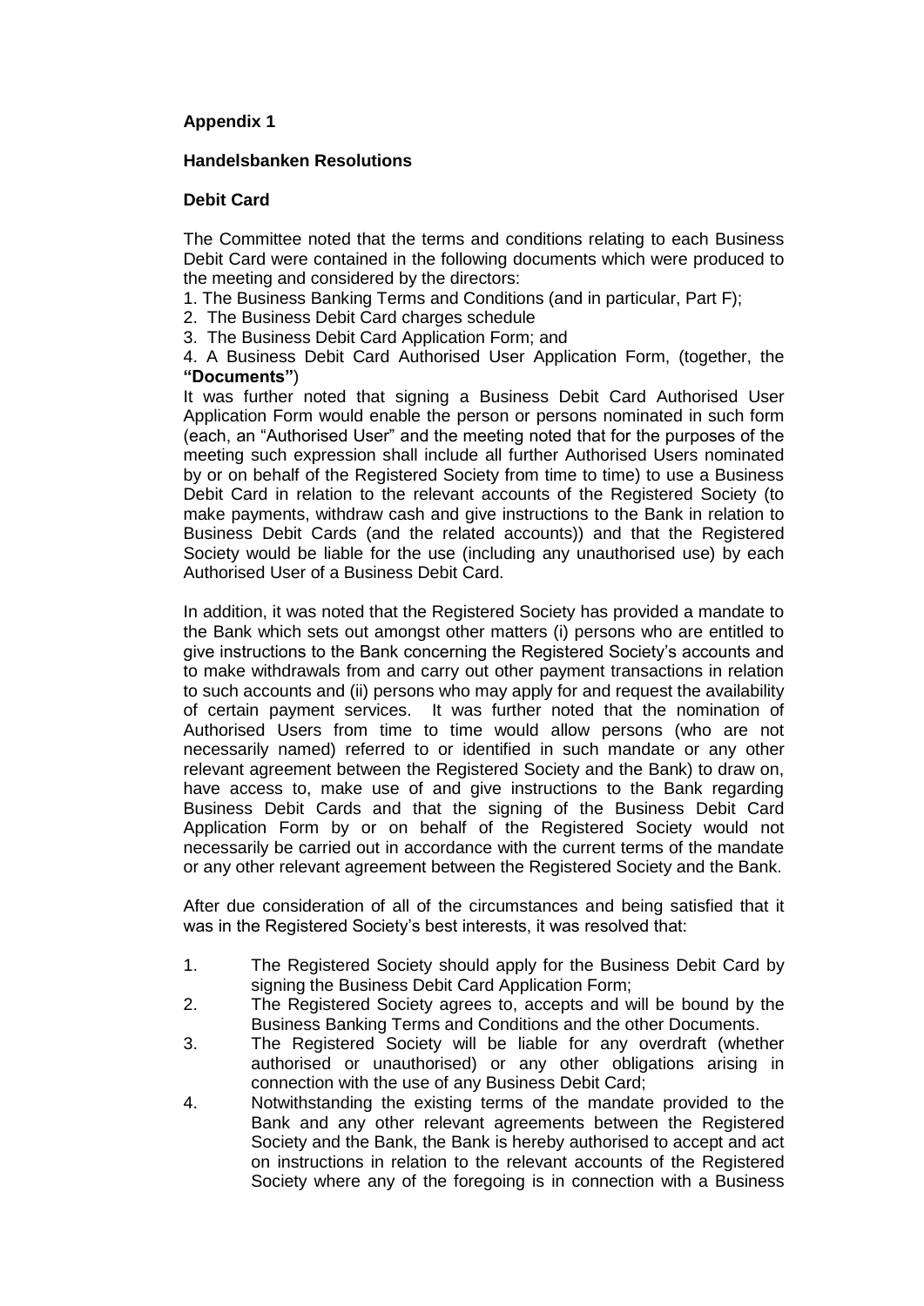**Appendix 1**

**Handelsbanken Resolutions**

**Debit Card**

The Committee noted that the terms and conditions relating to each Business Debit Card were contained in the following documents which were produced to the meeting and considered by the directors:

1. The Business Banking Terms and Conditions (and in particular, Part F);
2. The Business Debit Card charges schedule
3. The Business Debit Card Application Form; and
4. A Business Debit Card Authorised User Application Form, (together, the **"Documents"**)

It was further noted that signing a Business Debit Card Authorised User Application Form would enable the person or persons nominated in such form (each, an "Authorised User" and the meeting noted that for the purposes of the meeting such expression shall include all further Authorised Users nominated by or on behalf of the Registered Society from time to time) to use a Business Debit Card in relation to the relevant accounts of the Registered Society (to make payments, withdraw cash and give instructions to the Bank in relation to Business Debit Cards (and the related accounts)) and that the Registered Society would be liable for the use (including any unauthorised use) by each Authorised User of a Business Debit Card.

In addition, it was noted that the Registered Society has provided a mandate to the Bank which sets out amongst other matters (i) persons who are entitled to give instructions to the Bank concerning the Registered Society's accounts and to make withdrawals from and carry out other payment transactions in relation to such accounts and (ii) persons who may apply for and request the availability of certain payment services. It was further noted that the nomination of Authorised Users from time to time would allow persons (who are not necessarily named) referred to or identified in such mandate or any other relevant agreement between the Registered Society and the Bank) to draw on, have access to, make use of and give instructions to the Bank regarding Business Debit Cards and that the signing of the Business Debit Card Application Form by or on behalf of the Registered Society would not necessarily be carried out in accordance with the current terms of the mandate or any other relevant agreement between the Registered Society and the Bank.

After due consideration of all of the circumstances and being satisfied that it was in the Registered Society's best interests, it was resolved that:

1. The Registered Society should apply for the Business Debit Card by signing the Business Debit Card Application Form;
2. The Registered Society agrees to, accepts and will be bound by the Business Banking Terms and Conditions and the other Documents.
3. The Registered Society will be liable for any overdraft (whether authorised or unauthorised) or any other obligations arising in connection with the use of any Business Debit Card;
4. Notwithstanding the existing terms of the mandate provided to the Bank and any other relevant agreements between the Registered Society and the Bank, the Bank is hereby authorised to accept and act on instructions in relation to the relevant accounts of the Registered Society where any of the foregoing is in connection with a Business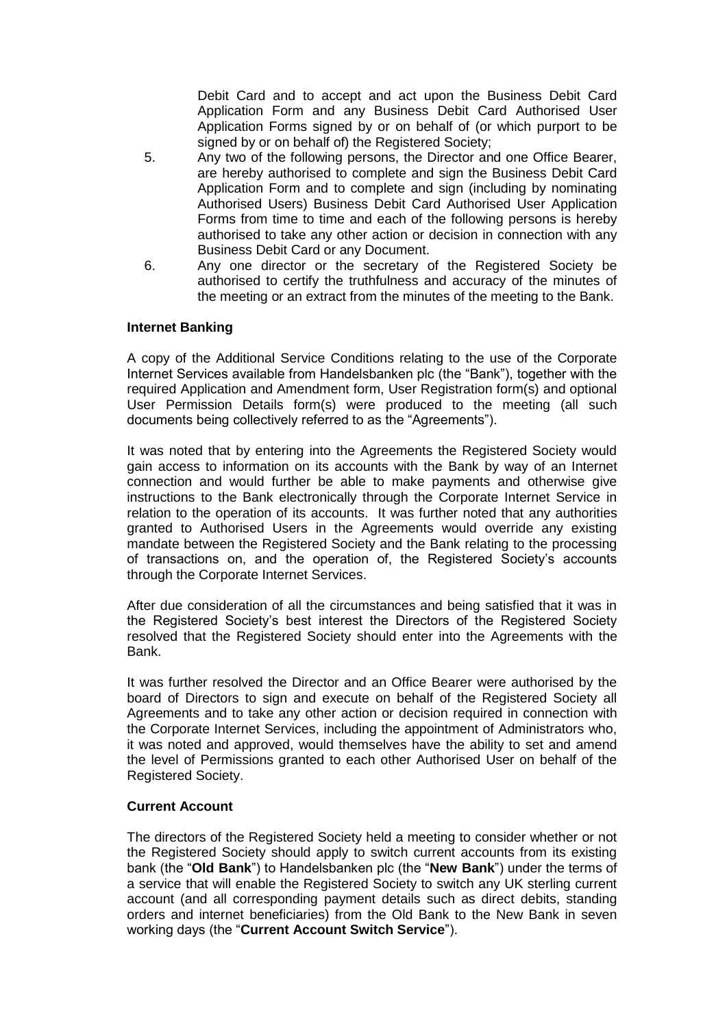Debit Card and to accept and act upon the Business Debit Card Application Form and any Business Debit Card Authorised User Application Forms signed by or on behalf of (or which purport to be signed by or on behalf of) the Registered Society;

5. Any two of the following persons, the Director and one Office Bearer, are hereby authorised to complete and sign the Business Debit Card Application Form and to complete and sign (including by nominating Authorised Users) Business Debit Card Authorised User Application Forms from time to time and each of the following persons is hereby authorised to take any other action or decision in connection with any Business Debit Card or any Document.
6. Any one director or the secretary of the Registered Society be authorised to certify the truthfulness and accuracy of the minutes of the meeting or an extract from the minutes of the meeting to the Bank.

**Internet Banking**

A copy of the Additional Service Conditions relating to the use of the Corporate Internet Services available from Handelsbanken plc (the "Bank"), together with the required Application and Amendment form, User Registration form(s) and optional User Permission Details form(s) were produced to the meeting (all such documents being collectively referred to as the "Agreements").

It was noted that by entering into the Agreements the Registered Society would gain access to information on its accounts with the Bank by way of an Internet connection and would further be able to make payments and otherwise give instructions to the Bank electronically through the Corporate Internet Service in relation to the operation of its accounts. It was further noted that any authorities granted to Authorised Users in the Agreements would override any existing mandate between the Registered Society and the Bank relating to the processing of transactions on, and the operation of, the Registered Society's accounts through the Corporate Internet Services.

After due consideration of all the circumstances and being satisfied that it was in the Registered Society's best interest the Directors of the Registered Society resolved that the Registered Society should enter into the Agreements with the Bank.

It was further resolved the Director and an Office Bearer were authorised by the board of Directors to sign and execute on behalf of the Registered Society all Agreements and to take any other action or decision required in connection with the Corporate Internet Services, including the appointment of Administrators who, it was noted and approved, would themselves have the ability to set and amend the level of Permissions granted to each other Authorised User on behalf of the Registered Society.

**Current Account**

The directors of the Registered Society held a meeting to consider whether or not the Registered Society should apply to switch current accounts from its existing bank (the "**Old Bank**") to Handelsbanken plc (the "**New Bank**") under the terms of a service that will enable the Registered Society to switch any UK sterling current account (and all corresponding payment details such as direct debits, standing orders and internet beneficiaries) from the Old Bank to the New Bank in seven working days (the "**Current Account Switch Service**").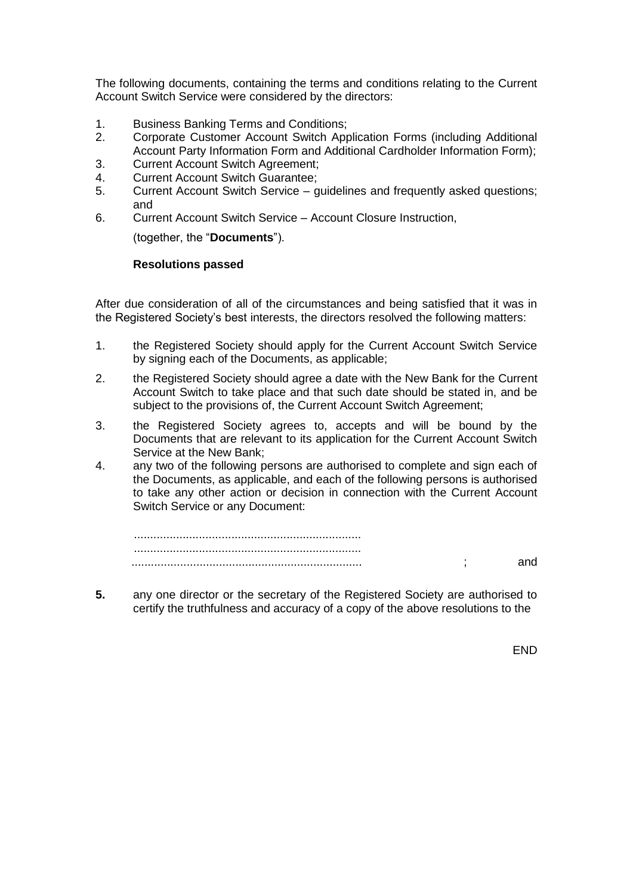The following documents, containing the terms and conditions relating to the Current Account Switch Service were considered by the directors:

1. Business Banking Terms and Conditions;
2. Corporate Customer Account Switch Application Forms (including Additional Account Party Information Form and Additional Cardholder Information Form);
3. Current Account Switch Agreement;
4. Current Account Switch Guarantee;
5. Current Account Switch Service – guidelines and frequently asked questions; and
6. Current Account Switch Service – Account Closure Instruction,

   (together, the "**Documents**").

**Resolutions passed**

After due consideration of all of the circumstances and being satisfied that it was in the Registered Society's best interests, the directors resolved the following matters:

1. the Registered Society should apply for the Current Account Switch Service by signing each of the Documents, as applicable;
2. the Registered Society should agree a date with the New Bank for the Current Account Switch to take place and that such date should be stated in, and be subject to the provisions of, the Current Account Switch Agreement;
3. the Registered Society agrees to, accepts and will be bound by the Documents that are relevant to its application for the Current Account Switch Service at the New Bank;
4. any two of the following persons are authorised to complete and sign each of the Documents, as applicable, and each of the following persons is authorised to take any other action or decision in connection with the Current Account Switch Service or any Document:

   .......................................................................
   .......................................................................
   ....................................................................... ; and

5. any one director or the secretary of the Registered Society are authorised to certify the truthfulness and accuracy of a copy of the above resolutions to the

END